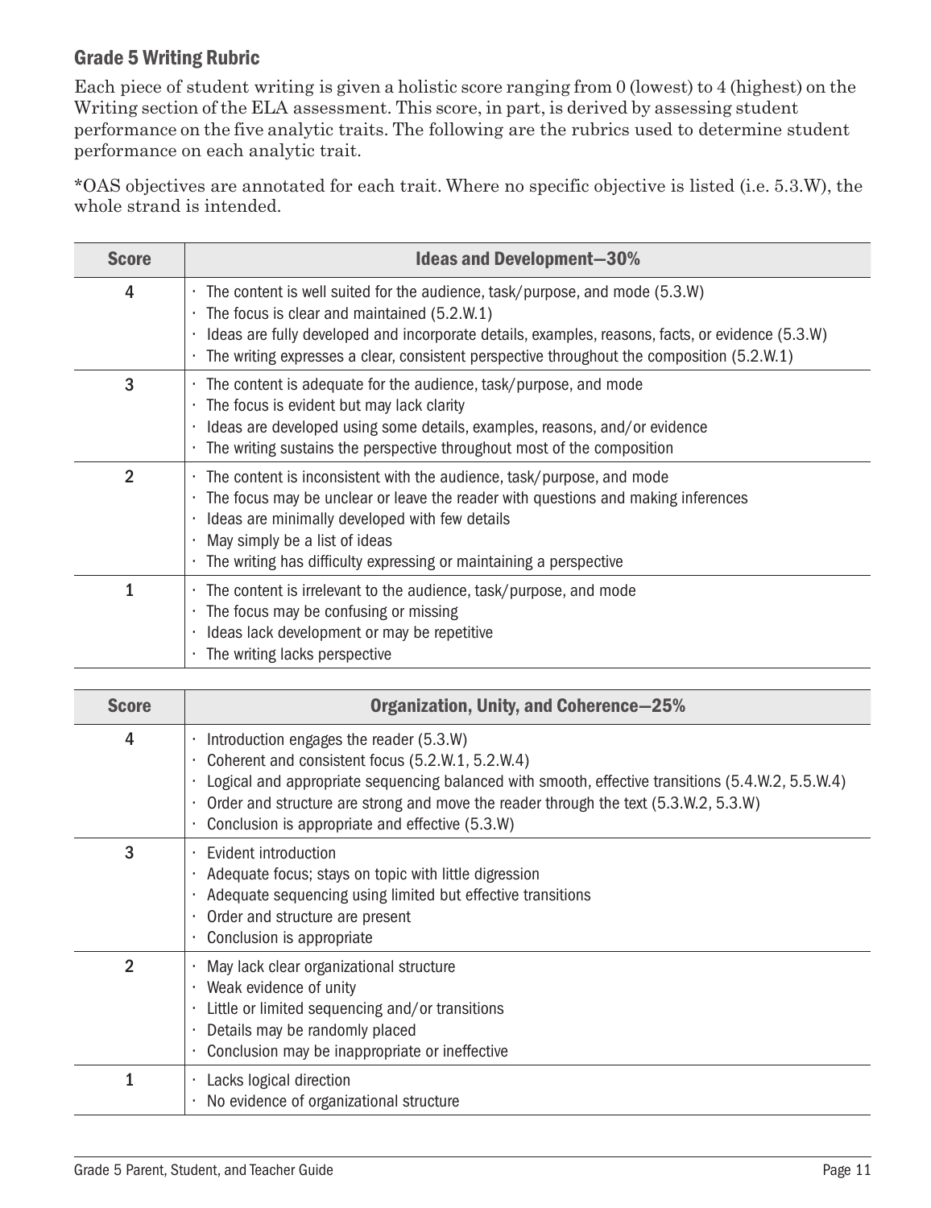## Grade 5 Writing Rubric

Each piece of student writing is given a holistic score ranging from 0 (lowest) to 4 (highest) on the Writing section of the ELA assessment. This score, in part, is derived by assessing student performance on the five analytic traits. The following are the rubrics used to determine student performance on each analytic trait.

*OAS objectives are annotated for each trait. Where no specific objective is listed (i.e. 5.3.W), the whole strand is intended.

| Score | Ideas and Development—30% |
|---|---|
| 4 | · The content is well suited for the audience, task/purpose, and mode (5.3.W)<br>· The focus is clear and maintained (5.2.W.1)<br>· Ideas are fully developed and incorporate details, examples, reasons, facts, or evidence (5.3.W)<br>· The writing expresses a clear, consistent perspective throughout the composition (5.2.W.1) |
| 3 | · The content is adequate for the audience, task/purpose, and mode<br>· The focus is evident but may lack clarity<br>· Ideas are developed using some details, examples, reasons, and/or evidence<br>· The writing sustains the perspective throughout most of the composition |
| 2 | · The content is inconsistent with the audience, task/purpose, and mode<br>· The focus may be unclear or leave the reader with questions and making inferences<br>· Ideas are minimally developed with few details<br>· May simply be a list of ideas<br>· The writing has difficulty expressing or maintaining a perspective |
| 1 | · The content is irrelevant to the audience, task/purpose, and mode<br>· The focus may be confusing or missing<br>· Ideas lack development or may be repetitive<br>· The writing lacks perspective |

| Score | Organization, Unity, and Coherence—25% |
|---|---|
| 4 | · Introduction engages the reader (5.3.W)<br>· Coherent and consistent focus (5.2.W.1, 5.2.W.4)<br>· Logical and appropriate sequencing balanced with smooth, effective transitions (5.4.W.2, 5.5.W.4)<br>· Order and structure are strong and move the reader through the text (5.3.W.2, 5.3.W)<br>· Conclusion is appropriate and effective (5.3.W) |
| 3 | · Evident introduction<br>· Adequate focus; stays on topic with little digression<br>· Adequate sequencing using limited but effective transitions<br>· Order and structure are present<br>· Conclusion is appropriate |
| 2 | · May lack clear organizational structure<br>· Weak evidence of unity<br>· Little or limited sequencing and/or transitions<br>· Details may be randomly placed<br>· Conclusion may be inappropriate or ineffective |
| 1 | · Lacks logical direction<br>· No evidence of organizational structure |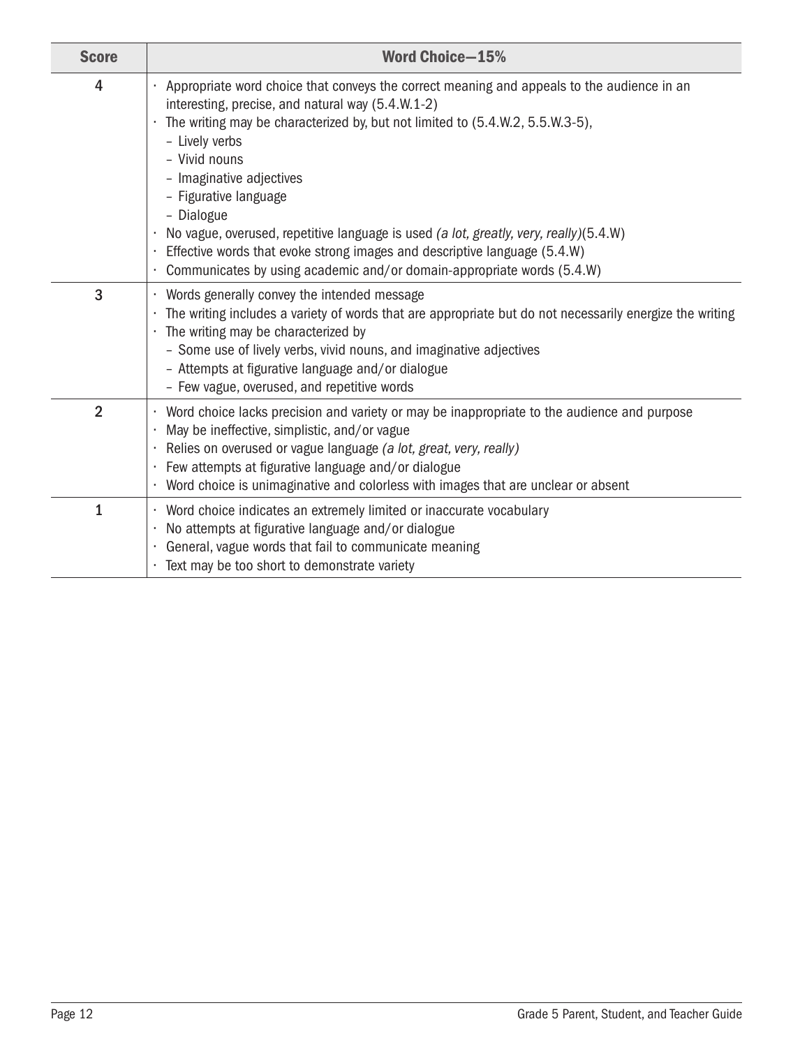| Score | Word Choice—15% |
|---|---|
| 4 | · Appropriate word choice that conveys the correct meaning and appeals to the audience in an interesting, precise, and natural way (5.4.W.1-2)<br>· The writing may be characterized by, but not limited to (5.4.W.2, 5.5.W.3-5),<br>  – Lively verbs<br>  – Vivid nouns<br>  – Imaginative adjectives<br>  – Figurative language<br>  – Dialogue<br>· No vague, overused, repetitive language is used *(a lot, greatly, very, really)*(5.4.W)<br>· Effective words that evoke strong images and descriptive language (5.4.W)<br>· Communicates by using academic and/or domain-appropriate words (5.4.W) |
| 3 | · Words generally convey the intended message<br>· The writing includes a variety of words that are appropriate but do not necessarily energize the writing<br>· The writing may be characterized by<br>  – Some use of lively verbs, vivid nouns, and imaginative adjectives<br>  – Attempts at figurative language and/or dialogue<br>  – Few vague, overused, and repetitive words |
| 2 | · Word choice lacks precision and variety or may be inappropriate to the audience and purpose<br>· May be ineffective, simplistic, and/or vague<br>· Relies on overused or vague language *(a lot, great, very, really)*<br>· Few attempts at figurative language and/or dialogue<br>· Word choice is unimaginative and colorless with images that are unclear or absent |
| 1 | · Word choice indicates an extremely limited or inaccurate vocabulary<br>· No attempts at figurative language and/or dialogue<br>· General, vague words that fail to communicate meaning<br>· Text may be too short to demonstrate variety |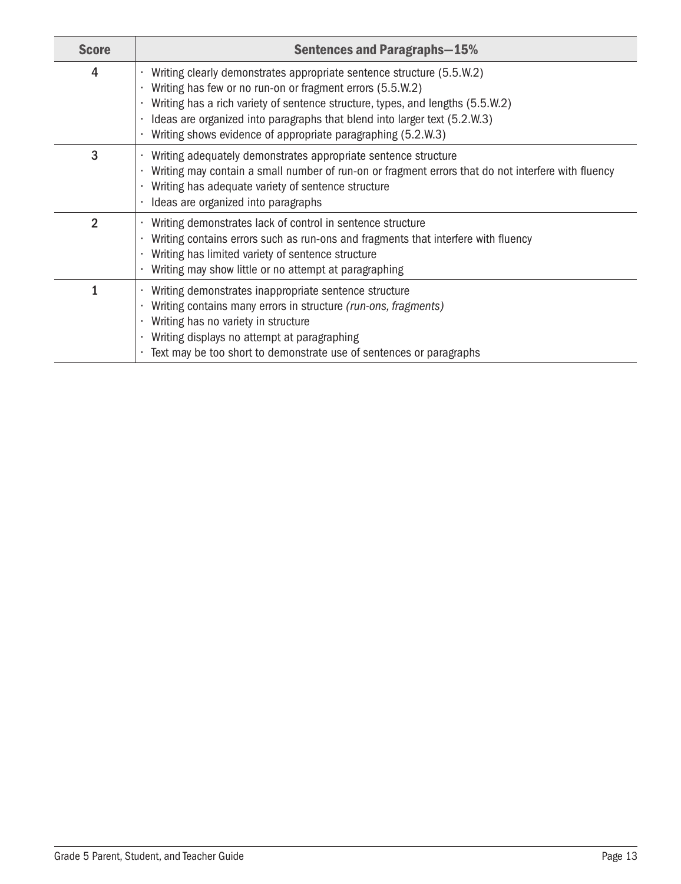| Score | Sentences and Paragraphs—15% |
|---|---|
| 4 | · Writing clearly demonstrates appropriate sentence structure (5.5.W.2)<br>· Writing has few or no run-on or fragment errors (5.5.W.2)<br>· Writing has a rich variety of sentence structure, types, and lengths (5.5.W.2)<br>· Ideas are organized into paragraphs that blend into larger text (5.2.W.3)<br>· Writing shows evidence of appropriate paragraphing (5.2.W.3) |
| 3 | · Writing adequately demonstrates appropriate sentence structure<br>· Writing may contain a small number of run-on or fragment errors that do not interfere with fluency<br>· Writing has adequate variety of sentence structure<br>· Ideas are organized into paragraphs |
| 2 | · Writing demonstrates lack of control in sentence structure<br>· Writing contains errors such as run-ons and fragments that interfere with fluency<br>· Writing has limited variety of sentence structure<br>· Writing may show little or no attempt at paragraphing |
| 1 | · Writing demonstrates inappropriate sentence structure<br>· Writing contains many errors in structure *(run-ons, fragments)*<br>· Writing has no variety in structure<br>· Writing displays no attempt at paragraphing<br>· Text may be too short to demonstrate use of sentences or paragraphs |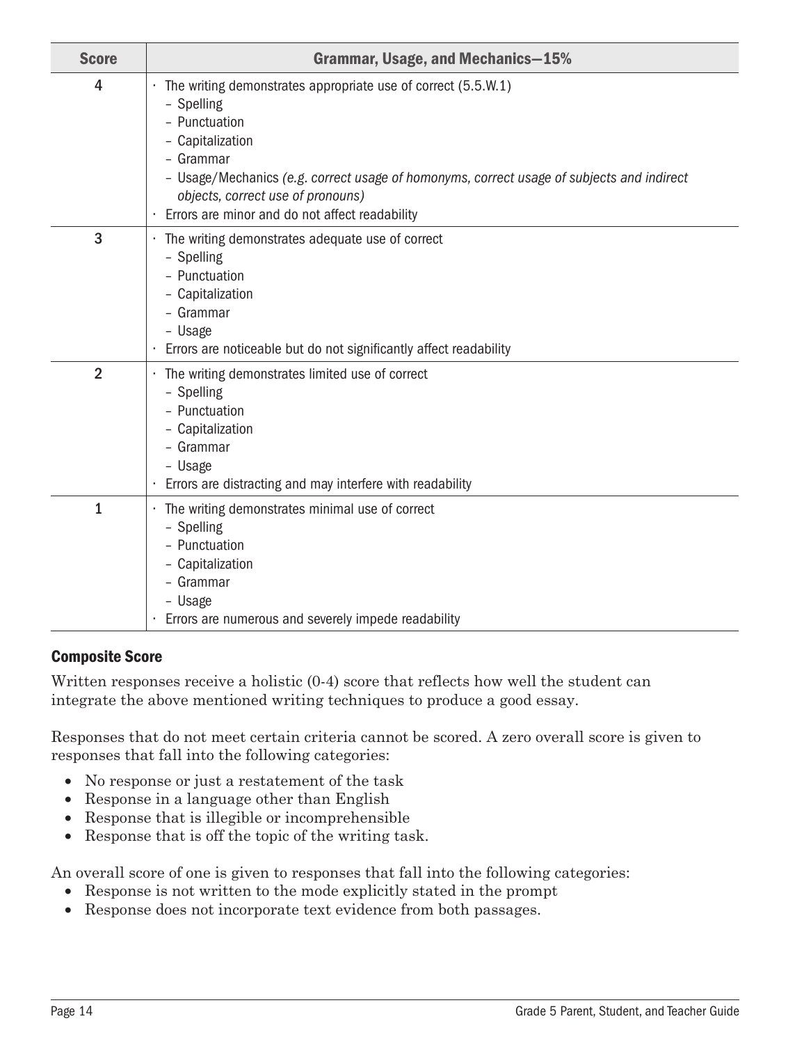| Score | Grammar, Usage, and Mechanics—15% |
| --- | --- |
| 4 | · The writing demonstrates appropriate use of correct (5.5.W.1)<br>– Spelling<br>– Punctuation<br>– Capitalization<br>– Grammar<br>– Usage/Mechanics *(e.g. correct usage of homonyms, correct usage of subjects and indirect objects, correct use of pronouns)*<br>· Errors are minor and do not affect readability |
| 3 | · The writing demonstrates adequate use of correct<br>– Spelling<br>– Punctuation<br>– Capitalization<br>– Grammar<br>– Usage<br>· Errors are noticeable but do not significantly affect readability |
| 2 | · The writing demonstrates limited use of correct<br>– Spelling<br>– Punctuation<br>– Capitalization<br>– Grammar<br>– Usage<br>· Errors are distracting and may interfere with readability |
| 1 | · The writing demonstrates minimal use of correct<br>– Spelling<br>– Punctuation<br>– Capitalization<br>– Grammar<br>– Usage<br>· Errors are numerous and severely impede readability |

## Composite Score

Written responses receive a holistic (0-4) score that reflects how well the student can integrate the above mentioned writing techniques to produce a good essay.

Responses that do not meet certain criteria cannot be scored. A zero overall score is given to responses that fall into the following categories:

- No response or just a restatement of the task
- Response in a language other than English
- Response that is illegible or incomprehensible
- Response that is off the topic of the writing task.

An overall score of one is given to responses that fall into the following categories:

- Response is not written to the mode explicitly stated in the prompt
- Response does not incorporate text evidence from both passages.